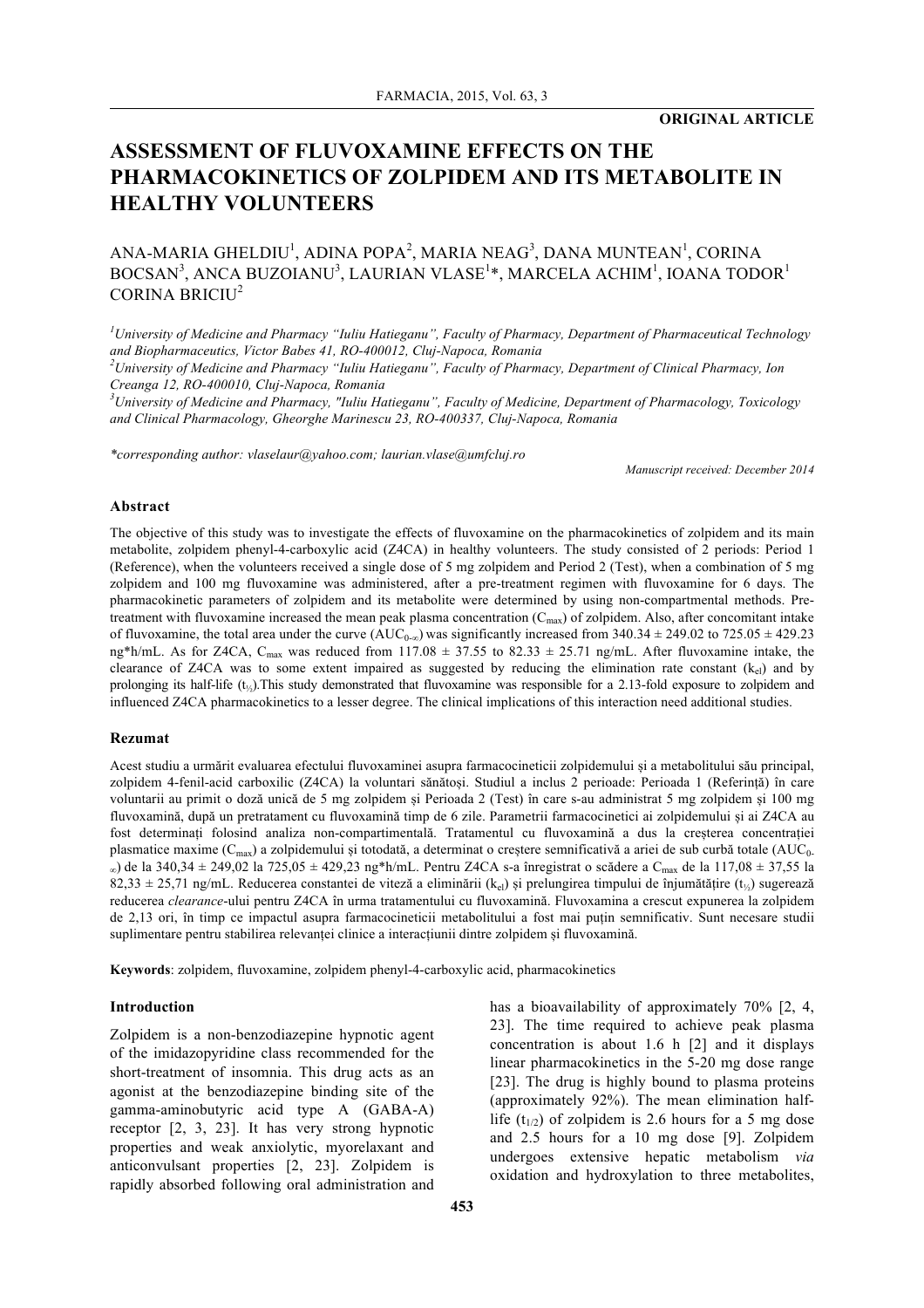**ORIGINAL ARTICLE**

# ASSESSMENT OF FLUVOXAMINE EFFECTS ON THE PHARMACOKINETICS OF ZOLPIDEM AND ITS METABOLITE IN HEALTHY VOLUNTEERS

ANA-MARIA GHELDIU[1], ADINA POPA[2], MARIA NEAG[3], DANA MUNTEAN[1], CORINA BOCSAN[3], ANCA BUZOIANU[3], LAURIAN VLASE[1]*, MARCELA ACHIM[1], IOANA TODOR[1] CORINA BRICIU[2]

*[1]University of Medicine and Pharmacy "Iuliu Hatieganu", Faculty of Pharmacy, Department of Pharmaceutical Technology and Biopharmaceutics, Victor Babes 41, RO-400012, Cluj-Napoca, Romania*
*[2]University of Medicine and Pharmacy "Iuliu Hatieganu", Faculty of Pharmacy, Department of Clinical Pharmacy, Ion Creanga 12, RO-400010, Cluj-Napoca, Romania*
*[3]University of Medicine and Pharmacy, "Iuliu Hatieganu", Faculty of Medicine, Department of Pharmacology, Toxicology and Clinical Pharmacology, Gheorghe Marinescu 23, RO-400337, Cluj-Napoca, Romania*

*\*corresponding author: vlaselaur@yahoo.com; laurian.vlase@umfcluj.ro*

*Manuscript received: December 2014*

### Abstract

The objective of this study was to investigate the effects of fluvoxamine on the pharmacokinetics of zolpidem and its main metabolite, zolpidem phenyl-4-carboxylic acid (Z4CA) in healthy volunteers. The study consisted of 2 periods: Period 1 (Reference), when the volunteers received a single dose of 5 mg zolpidem and Period 2 (Test), when a combination of 5 mg zolpidem and 100 mg fluvoxamine was administered, after a pre-treatment regimen with fluvoxamine for 6 days. The pharmacokinetic parameters of zolpidem and its metabolite were determined by using non-compartmental methods. Pre-treatment with fluvoxamine increased the mean peak plasma concentration ($C_{max}$) of zolpidem. Also, after concomitant intake of fluvoxamine, the total area under the curve ($AUC_{0-\infty}$) was significantly increased from 340.34 ± 249.02 to 725.05 ± 429.23 ng*h/mL. As for Z4CA, $C_{max}$ was reduced from 117.08 ± 37.55 to 82.33 ± 25.71 ng/mL. After fluvoxamine intake, the clearance of Z4CA was to some extent impaired as suggested by reducing the elimination rate constant ($k_{el}$) and by prolonging its half-life ($t_{½}$).This study demonstrated that fluvoxamine was responsible for a 2.13-fold exposure to zolpidem and influenced Z4CA pharmacokinetics to a lesser degree. The clinical implications of this interaction need additional studies.

### Rezumat

Acest studiu a urmărit evaluarea efectului fluvoxaminei asupra farmacocineticii zolpidemului și a metabolitului său principal, zolpidem 4-fenil-acid carboxilic (Z4CA) la voluntari sănătoși. Studiul a inclus 2 perioade: Perioada 1 (Referință) în care voluntarii au primit o doză unică de 5 mg zolpidem și Perioada 2 (Test) în care s-au administrat 5 mg zolpidem și 100 mg fluvoxamină, după un pretratament cu fluvoxamină timp de 6 zile. Parametrii farmacocinetici ai zolpidemului și ai Z4CA au fost determinați folosind analiza non-compartimentală. Tratamentul cu fluvoxamină a dus la creșterea concentrației plasmatice maxime ($C_{max}$) a zolpidemului și totodată, a determinat o creștere semnificativă a ariei de sub curbă totale ($AUC_{0-\infty}$) de la 340,34 ± 249,02 la 725,05 ± 429,23 ng*h/mL. Pentru Z4CA s-a înregistrat o scădere a $C_{max}$ de la 117,08 ± 37,55 la 82,33 ± 25,71 ng/mL. Reducerea constantei de viteză a eliminării ($k_{el}$) și prelungirea timpului de înjumătățire ($t_{½}$) sugerează reducerea *clearance*-ului pentru Z4CA în urma tratamentului cu fluvoxamină. Fluvoxamina a crescut expunerea la zolpidem de 2,13 ori, în timp ce impactul asupra farmacocineticii metabolitului a fost mai puțin semnificativ. Sunt necesare studii suplimentare pentru stabilirea relevanței clinice a interacțiunii dintre zolpidem și fluvoxamină.

**Keywords**: zolpidem, fluvoxamine, zolpidem phenyl-4-carboxylic acid, pharmacokinetics

### Introduction

Zolpidem is a non-benzodiazepine hypnotic agent of the imidazopyridine class recommended for the short-treatment of insomnia. This drug acts as an agonist at the benzodiazepine binding site of the gamma-aminobutyric acid type A (GABA-A) receptor [2, 3, 23]. It has very strong hypnotic properties and weak anxiolytic, myorelaxant and anticonvulsant properties [2, 23]. Zolpidem is rapidly absorbed following oral administration and has a bioavailability of approximately 70% [2, 4, 23]. The time required to achieve peak plasma concentration is about 1.6 h [2] and it displays linear pharmacokinetics in the 5-20 mg dose range [23]. The drug is highly bound to plasma proteins (approximately 92%). The mean elimination half-life ($t_{1/2}$) of zolpidem is 2.6 hours for a 5 mg dose and 2.5 hours for a 10 mg dose [9]. Zolpidem undergoes extensive hepatic metabolism *via* oxidation and hydroxylation to three metabolites,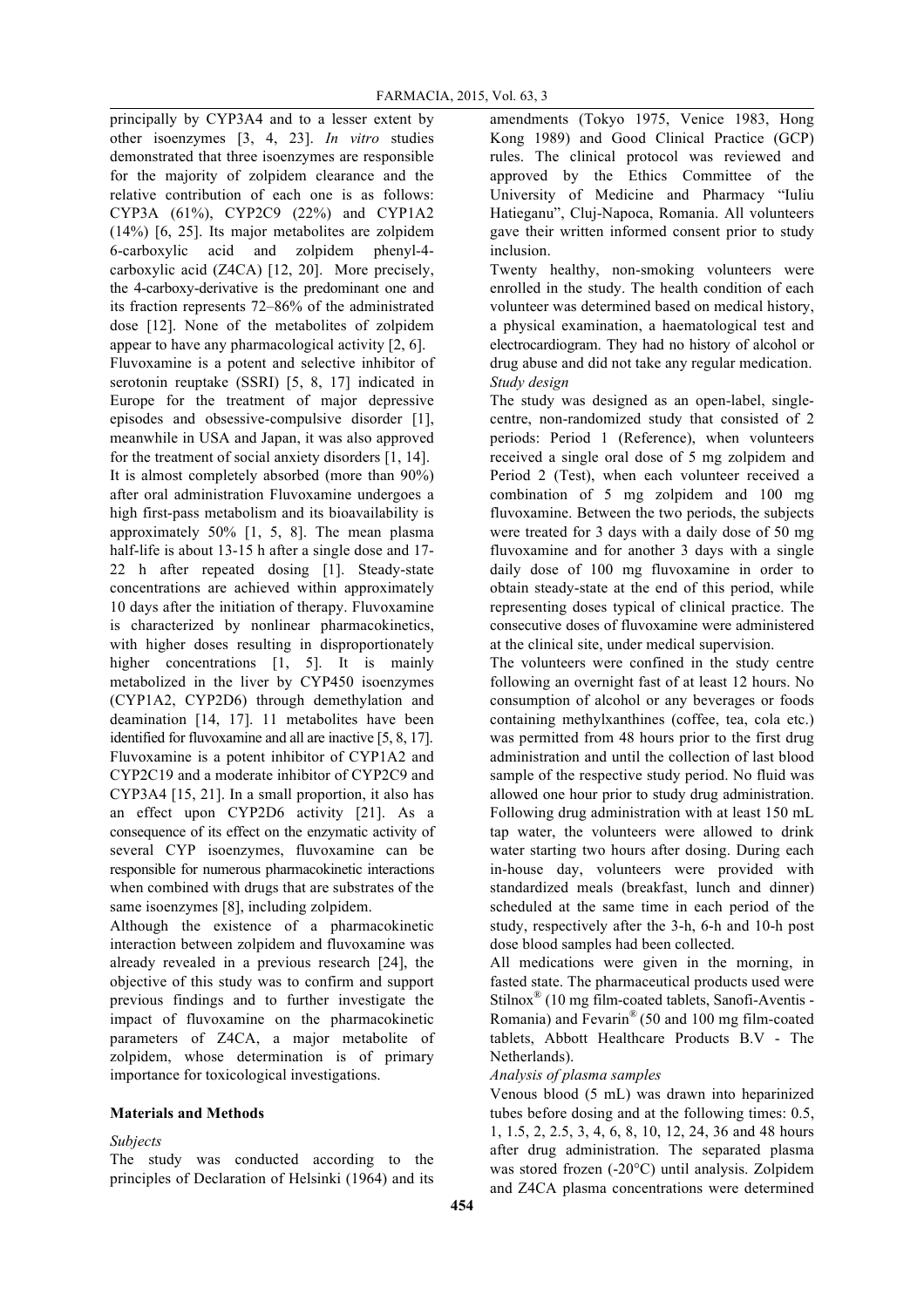principally by CYP3A4 and to a lesser extent by other isoenzymes [3, 4, 23]. *In vitro* studies demonstrated that three isoenzymes are responsible for the majority of zolpidem clearance and the relative contribution of each one is as follows: CYP3A (61%), CYP2C9 (22%) and CYP1A2 (14%) [6, 25]. Its major metabolites are zolpidem 6-carboxylic acid and zolpidem phenyl-4-carboxylic acid (Z4CA) [12, 20]. More precisely, the 4-carboxy-derivative is the predominant one and its fraction represents 72–86% of the administrated dose [12]. None of the metabolites of zolpidem appear to have any pharmacological activity [2, 6].

Fluvoxamine is a potent and selective inhibitor of serotonin reuptake (SSRI) [5, 8, 17] indicated in Europe for the treatment of major depressive episodes and obsessive-compulsive disorder [1], meanwhile in USA and Japan, it was also approved for the treatment of social anxiety disorders [1, 14].

It is almost completely absorbed (more than 90%) after oral administration Fluvoxamine undergoes a high first-pass metabolism and its bioavailability is approximately 50% [1, 5, 8]. The mean plasma half-life is about 13-15 h after a single dose and 17-22 h after repeated dosing [1]. Steady-state concentrations are achieved within approximately 10 days after the initiation of therapy. Fluvoxamine is characterized by nonlinear pharmacokinetics, with higher doses resulting in disproportionately higher concentrations [1, 5]. It is mainly metabolized in the liver by CYP450 isoenzymes (CYP1A2, CYP2D6) through demethylation and deamination [14, 17]. 11 metabolites have been identified for fluvoxamine and all are inactive [5, 8, 17]. Fluvoxamine is a potent inhibitor of CYP1A2 and CYP2C19 and a moderate inhibitor of CYP2C9 and CYP3A4 [15, 21]. In a small proportion, it also has an effect upon CYP2D6 activity [21]. As a consequence of its effect on the enzymatic activity of several CYP isoenzymes, fluvoxamine can be responsible for numerous pharmacokinetic interactions when combined with drugs that are substrates of the same isoenzymes [8], including zolpidem.

Although the existence of a pharmacokinetic interaction between zolpidem and fluvoxamine was already revealed in a previous research [24], the objective of this study was to confirm and support previous findings and to further investigate the impact of fluvoxamine on the pharmacokinetic parameters of Z4CA, a major metabolite of zolpidem, whose determination is of primary importance for toxicological investigations.

## Materials and Methods

*Subjects*

The study was conducted according to the principles of Declaration of Helsinki (1964) and its amendments (Tokyo 1975, Venice 1983, Hong Kong 1989) and Good Clinical Practice (GCP) rules. The clinical protocol was reviewed and approved by the Ethics Committee of the University of Medicine and Pharmacy "Iuliu Hatieganu", Cluj-Napoca, Romania. All volunteers gave their written informed consent prior to study inclusion.

Twenty healthy, non-smoking volunteers were enrolled in the study. The health condition of each volunteer was determined based on medical history, a physical examination, a haematological test and electrocardiogram. They had no history of alcohol or drug abuse and did not take any regular medication.

*Study design*

The study was designed as an open-label, single-centre, non-randomized study that consisted of 2 periods: Period 1 (Reference), when volunteers received a single oral dose of 5 mg zolpidem and Period 2 (Test), when each volunteer received a combination of 5 mg zolpidem and 100 mg fluvoxamine. Between the two periods, the subjects were treated for 3 days with a daily dose of 50 mg fluvoxamine and for another 3 days with a single daily dose of 100 mg fluvoxamine in order to obtain steady-state at the end of this period, while representing doses typical of clinical practice. The consecutive doses of fluvoxamine were administered at the clinical site, under medical supervision.

The volunteers were confined in the study centre following an overnight fast of at least 12 hours. No consumption of alcohol or any beverages or foods containing methylxanthines (coffee, tea, cola etc.) was permitted from 48 hours prior to the first drug administration and until the collection of last blood sample of the respective study period. No fluid was allowed one hour prior to study drug administration. Following drug administration with at least 150 mL tap water, the volunteers were allowed to drink water starting two hours after dosing. During each in-house day, volunteers were provided with standardized meals (breakfast, lunch and dinner) scheduled at the same time in each period of the study, respectively after the 3-h, 6-h and 10-h post dose blood samples had been collected.

All medications were given in the morning, in fasted state. The pharmaceutical products used were Stilnox® (10 mg film-coated tablets, Sanofi-Aventis - Romania) and Fevarin® (50 and 100 mg film-coated tablets, Abbott Healthcare Products B.V - The Netherlands).

*Analysis of plasma samples*

Venous blood (5 mL) was drawn into heparinized tubes before dosing and at the following times: 0.5, 1, 1.5, 2, 2.5, 3, 4, 6, 8, 10, 12, 24, 36 and 48 hours after drug administration. The separated plasma was stored frozen (-20°C) until analysis. Zolpidem and Z4CA plasma concentrations were determined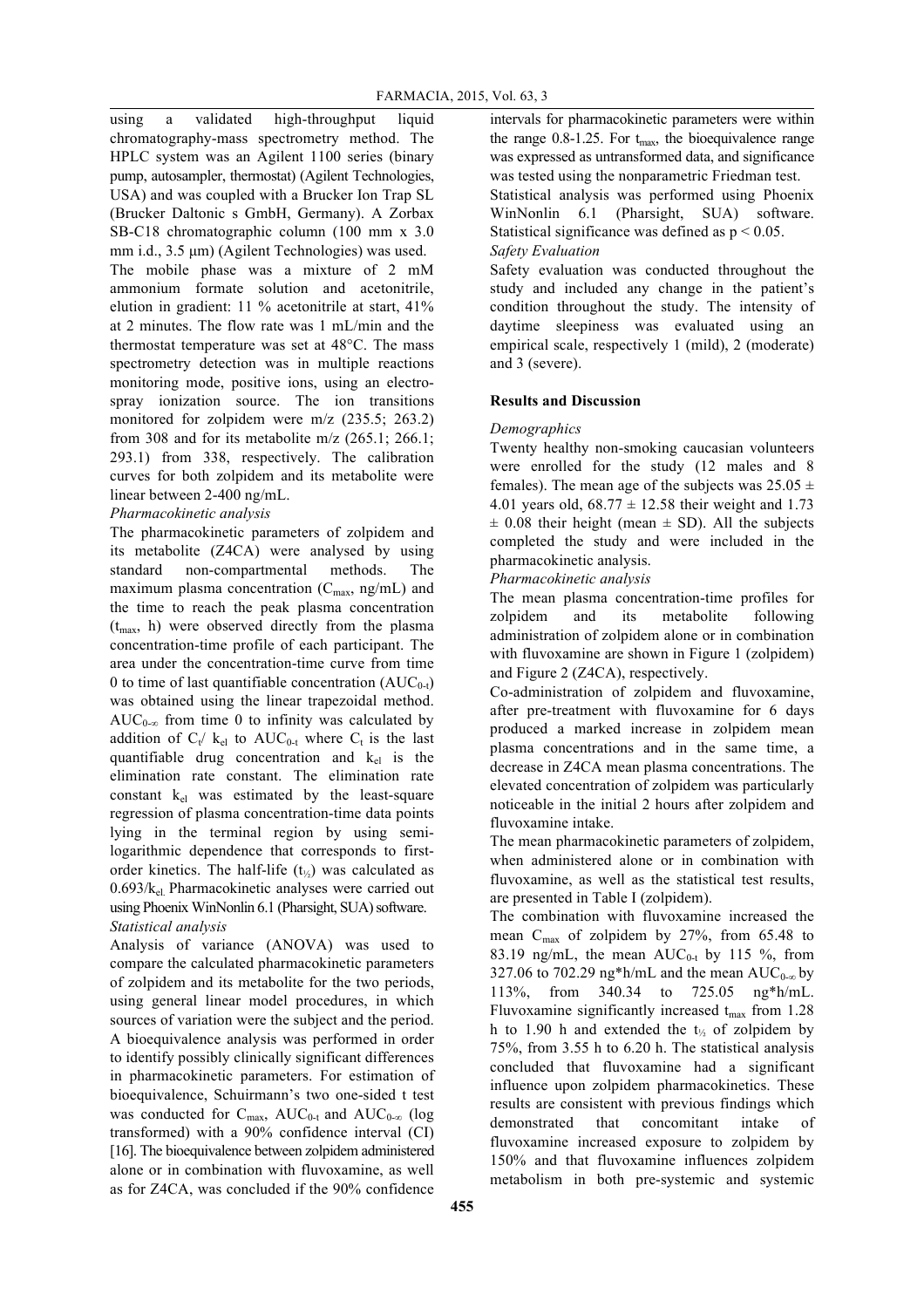using a validated high-throughput liquid chromatography-mass spectrometry method. The HPLC system was an Agilent 1100 series (binary pump, autosampler, thermostat) (Agilent Technologies, USA) and was coupled with a Brucker Ion Trap SL (Brucker Daltonic s GmbH, Germany). A Zorbax SB-C18 chromatographic column (100 mm x 3.0 mm i.d., 3.5 µm) (Agilent Technologies) was used. The mobile phase was a mixture of 2 mM ammonium formate solution and acetonitrile, elution in gradient: 11 % acetonitrile at start, 41% at 2 minutes. The flow rate was 1 mL/min and the thermostat temperature was set at 48°C. The mass spectrometry detection was in multiple reactions monitoring mode, positive ions, using an electrospray ionization source. The ion transitions monitored for zolpidem were m/z (235.5; 263.2) from 308 and for its metabolite m/z (265.1; 266.1; 293.1) from 338, respectively. The calibration curves for both zolpidem and its metabolite were linear between 2-400 ng/mL.

*Pharmacokinetic analysis*

The pharmacokinetic parameters of zolpidem and its metabolite (Z4CA) were analysed by using standard non-compartmental methods. The maximum plasma concentration ($C_{max}$, ng/mL) and the time to reach the peak plasma concentration ($t_{max}$, h) were observed directly from the plasma concentration-time profile of each participant. The area under the concentration-time curve from time 0 to time of last quantifiable concentration ($AUC_{0-t}$) was obtained using the linear trapezoidal method. $AUC_{0-\infty}$ from time 0 to infinity was calculated by addition of $C_t / k_{el}$ to $AUC_{0-t}$ where $C_t$ is the last quantifiable drug concentration and $k_{el}$ is the elimination rate constant. The elimination rate constant $k_{el}$ was estimated by the least-square regression of plasma concentration-time data points lying in the terminal region by using semi-logarithmic dependence that corresponds to first-order kinetics. The half-life ($t_{½}$) was calculated as $0.693/k_{el}$. Pharmacokinetic analyses were carried out using Phoenix WinNonlin 6.1 (Pharsight, SUA) software.

*Statistical analysis*

Analysis of variance (ANOVA) was used to compare the calculated pharmacokinetic parameters of zolpidem and its metabolite for the two periods, using general linear model procedures, in which sources of variation were the subject and the period. A bioequivalence analysis was performed in order to identify possibly clinically significant differences in pharmacokinetic parameters. For estimation of bioequivalence, Schuirmann's two one-sided t test was conducted for $C_{max}$, $AUC_{0-t}$ and $AUC_{0-\infty}$ (log transformed) with a 90% confidence interval (CI) [16]. The bioequivalence between zolpidem administered alone or in combination with fluvoxamine, as well as for Z4CA, was concluded if the 90% confidence intervals for pharmacokinetic parameters were within the range 0.8-1.25. For $t_{max}$, the bioequivalence range was expressed as untransformed data, and significance was tested using the nonparametric Friedman test.

Statistical analysis was performed using Phoenix WinNonlin 6.1 (Pharsight, SUA) software. Statistical significance was defined as $p < 0.05$.

*Safety Evaluation*

Safety evaluation was conducted throughout the study and included any change in the patient's condition throughout the study. The intensity of daytime sleepiness was evaluated using an empirical scale, respectively 1 (mild), 2 (moderate) and 3 (severe).

## Results and Discussion

*Demographics*

Twenty healthy non-smoking caucasian volunteers were enrolled for the study (12 males and 8 females). The mean age of the subjects was 25.05 ± 4.01 years old, 68.77 ± 12.58 their weight and 1.73 ± 0.08 their height (mean ± SD). All the subjects completed the study and were included in the pharmacokinetic analysis.

*Pharmacokinetic analysis*

The mean plasma concentration-time profiles for zolpidem and its metabolite following administration of zolpidem alone or in combination with fluvoxamine are shown in Figure 1 (zolpidem) and Figure 2 (Z4CA), respectively.

Co-administration of zolpidem and fluvoxamine, after pre-treatment with fluvoxamine for 6 days produced a marked increase in zolpidem mean plasma concentrations and in the same time, a decrease in Z4CA mean plasma concentrations. The elevated concentration of zolpidem was particularly noticeable in the initial 2 hours after zolpidem and fluvoxamine intake.

The mean pharmacokinetic parameters of zolpidem, when administered alone or in combination with fluvoxamine, as well as the statistical test results, are presented in Table I (zolpidem).

The combination with fluvoxamine increased the mean $C_{max}$ of zolpidem by 27%, from 65.48 to 83.19 ng/mL, the mean $AUC_{0-t}$ by 115 %, from 327.06 to 702.29 ng*h/mL and the mean $AUC_{0-\infty}$ by 113%, from 340.34 to 725.05 ng*h/mL. Fluvoxamine significantly increased $t_{max}$ from 1.28 h to 1.90 h and extended the $t_{½}$ of zolpidem by 75%, from 3.55 h to 6.20 h. The statistical analysis concluded that fluvoxamine had a significant influence upon zolpidem pharmacokinetics. These results are consistent with previous findings which demonstrated that concomitant intake of fluvoxamine increased exposure to zolpidem by 150% and that fluvoxamine influences zolpidem metabolism in both pre-systemic and systemic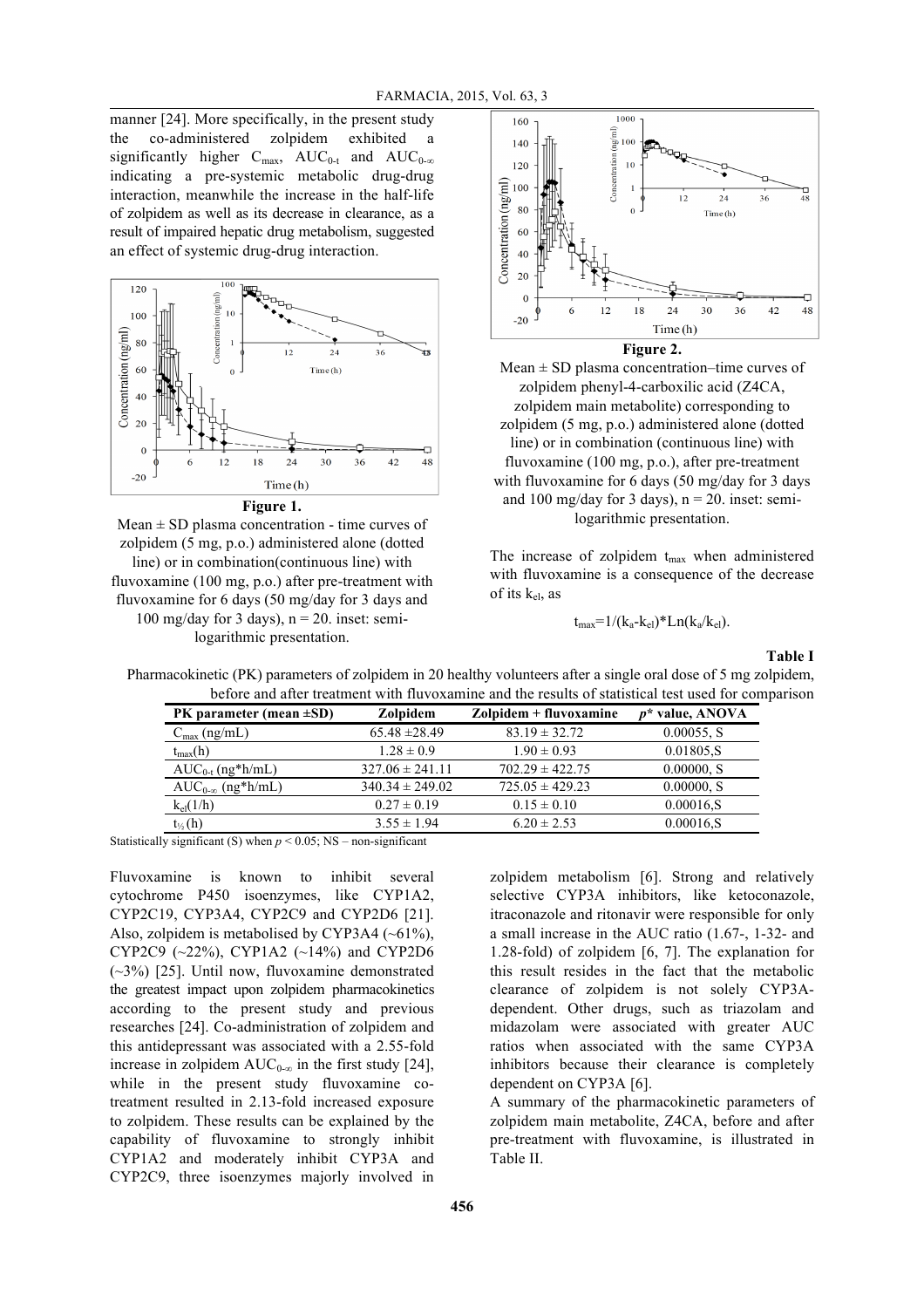manner [24]. More specifically, in the present study the co-administered zolpidem exhibited a significantly higher $C_{max}$, $AUC_{0-t}$ and $AUC_{0-\infty}$ indicating a pre-systemic metabolic drug-drug interaction, meanwhile the increase in the half-life of zolpidem as well as its decrease in clearance, as a result of impaired hepatic drug metabolism, suggested an effect of systemic drug-drug interaction.

**Figure 1.**

Mean ± SD plasma concentration - time curves of zolpidem (5 mg, p.o.) administered alone (dotted line) or in combination(continuous line) with fluvoxamine (100 mg, p.o.) after pre-treatment with fluvoxamine for 6 days (50 mg/day for 3 days and 100 mg/day for 3 days), n = 20. inset: semi-logarithmic presentation.

**Figure 2.**

Mean ± SD plasma concentration–time curves of zolpidem phenyl-4-carboxilic acid (Z4CA, zolpidem main metabolite) corresponding to zolpidem (5 mg, p.o.) administered alone (dotted line) or in combination (continuous line) with fluvoxamine (100 mg, p.o.), after pre-treatment with fluvoxamine for 6 days (50 mg/day for 3 days and 100 mg/day for 3 days), n = 20. inset: semi-logarithmic presentation.

The increase of zolpidem $t_{max}$ when administered with fluvoxamine is a consequence of the decrease of its $k_{el}$, as

$$t_{max}=1/(k_a-k_{el})*Ln(k_a/k_{el}).$$

**Table I**

Pharmacokinetic (PK) parameters of zolpidem in 20 healthy volunteers after a single oral dose of 5 mg zolpidem, before and after treatment with fluvoxamine and the results of statistical test used for comparison

| PK parameter (mean ±SD) | Zolpidem | Zolpidem + fluvoxamine | $p$* value, ANOVA |
|---|---|---|---|
| $C_{max}$ (ng/mL) | 65.48 ±28.49 | 83.19 ± 32.72 | 0.00055, S |
| $t_{max}$(h) | 1.28 ± 0.9 | 1.90 ± 0.93 | 0.01805,S |
| $AUC_{0-t}$ (ng*h/mL) | 327.06 ± 241.11 | 702.29 ± 422.75 | 0.00000, S |
| $AUC_{0-\infty}$ (ng*h/mL) | 340.34 ± 249.02 | 725.05 ± 429.23 | 0.00000, S |
| $k_{el}$(1/h) | 0.27 ± 0.19 | 0.15 ± 0.10 | 0.00016,S |
| $t_{½}$ (h) | 3.55 ± 1.94 | 6.20 ± 2.53 | 0.00016,S |

Statistically significant (S) when $p < 0.05$; NS – non-significant

Fluvoxamine is known to inhibit several cytochrome P450 isoenzymes, like CYP1A2, CYP2C19, CYP3A4, CYP2C9 and CYP2D6 [21]. Also, zolpidem is metabolised by CYP3A4 (~61%), CYP2C9 (~22%), CYP1A2 (~14%) and CYP2D6 (~3%) [25]. Until now, fluvoxamine demonstrated the greatest impact upon zolpidem pharmacokinetics according to the present study and previous researches [24]. Co-administration of zolpidem and this antidepressant was associated with a 2.55-fold increase in zolpidem $AUC_{0-\infty}$ in the first study [24], while in the present study fluvoxamine co-treatment resulted in 2.13-fold increased exposure to zolpidem. These results can be explained by the capability of fluvoxamine to strongly inhibit CYP1A2 and moderately inhibit CYP3A and CYP2C9, three isoenzymes majorly involved in zolpidem metabolism [6]. Strong and relatively selective CYP3A inhibitors, like ketoconazole, itraconazole and ritonavir were responsible for only a small increase in the AUC ratio (1.67-, 1-32- and 1.28-fold) of zolpidem [6, 7]. The explanation for this result resides in the fact that the metabolic clearance of zolpidem is not solely CYP3A-dependent. Other drugs, such as triazolam and midazolam were associated with greater AUC ratios when associated with the same CYP3A inhibitors because their clearance is completely dependent on CYP3A [6].

A summary of the pharmacokinetic parameters of zolpidem main metabolite, Z4CA, before and after pre-treatment with fluvoxamine, is illustrated in Table II.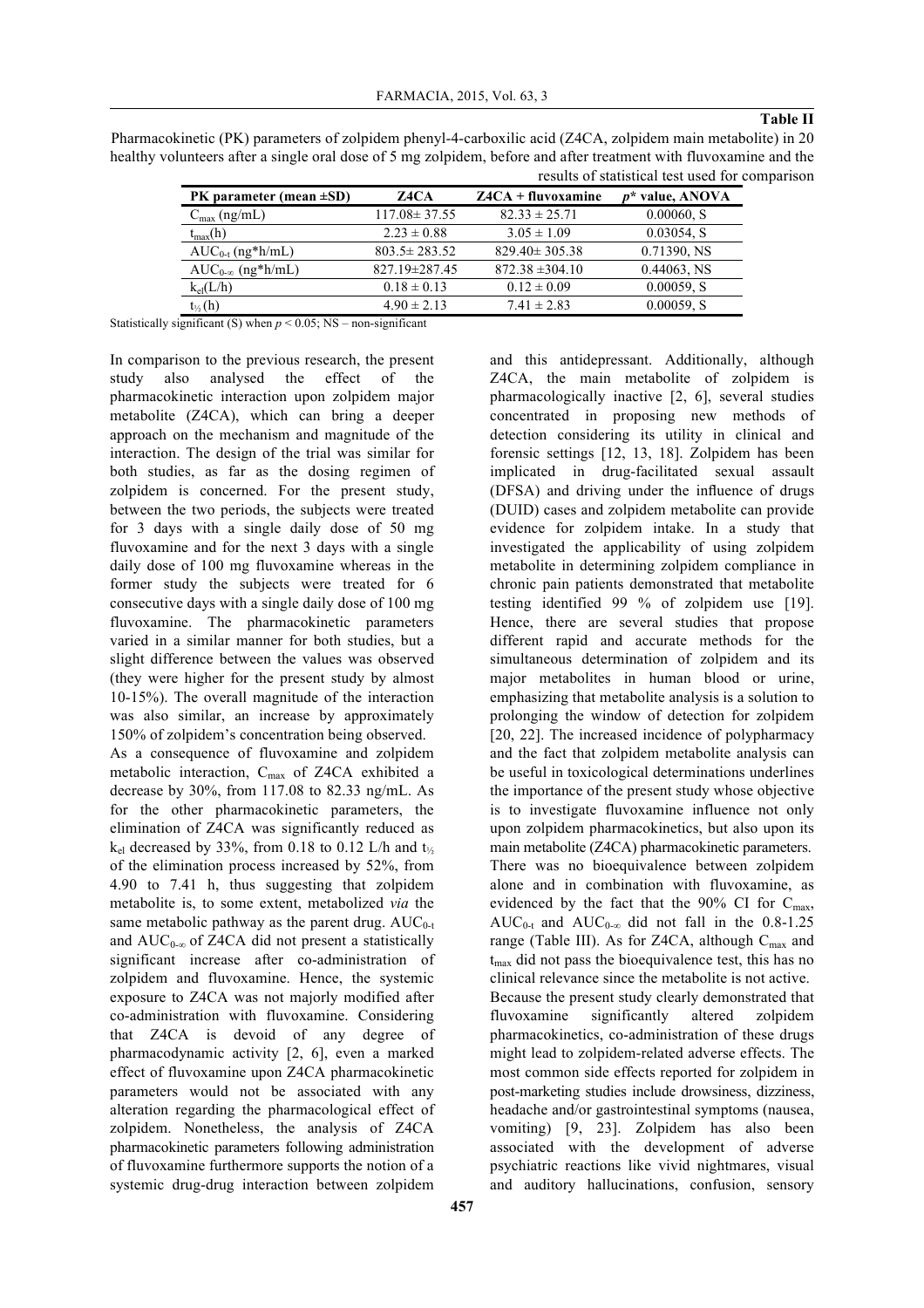**Table II**

Pharmacokinetic (PK) parameters of zolpidem phenyl-4-carboxilic acid (Z4CA, zolpidem main metabolite) in 20 healthy volunteers after a single oral dose of 5 mg zolpidem, before and after treatment with fluvoxamine and the results of statistical test used for comparison

| PK parameter (mean ±SD) | Z4CA | Z4CA + fluvoxamine | $p$* value, ANOVA |
|---|---|---|---|
| $C_{max}$ (ng/mL) | 117.08± 37.55 | 82.33 ± 25.71 | 0.00060, S |
| $t_{max}$(h) | 2.23 ± 0.88 | 3.05 ± 1.09 | 0.03054, S |
| $AUC_{0-t}$ (ng*h/mL) | 803.5± 283.52 | 829.40± 305.38 | 0.71390, NS |
| $AUC_{0-\infty}$ (ng*h/mL) | 827.19±287.45 | 872.38 ±304.10 | 0.44063, NS |
| $k_{el}$(L/h) | 0.18 ± 0.13 | 0.12 ± 0.09 | 0.00059, S |
| $t_{½}$(h) | 4.90 ± 2.13 | 7.41 ± 2.83 | 0.00059, S |

Statistically significant (S) when $p < 0.05$; NS – non-significant

In comparison to the previous research, the present study also analysed the effect of the pharmacokinetic interaction upon zolpidem major metabolite (Z4CA), which can bring a deeper approach on the mechanism and magnitude of the interaction. The design of the trial was similar for both studies, as far as the dosing regimen of zolpidem is concerned. For the present study, between the two periods, the subjects were treated for 3 days with a single daily dose of 50 mg fluvoxamine and for the next 3 days with a single daily dose of 100 mg fluvoxamine whereas in the former study the subjects were treated for 6 consecutive days with a single daily dose of 100 mg fluvoxamine. The pharmacokinetic parameters varied in a similar manner for both studies, but a slight difference between the values was observed (they were higher for the present study by almost 10-15%). The overall magnitude of the interaction was also similar, an increase by approximately 150% of zolpidem's concentration being observed.

As a consequence of fluvoxamine and zolpidem metabolic interaction, $C_{max}$ of Z4CA exhibited a decrease by 30%, from 117.08 to 82.33 ng/mL. As for the other pharmacokinetic parameters, the elimination of Z4CA was significantly reduced as $k_{el}$ decreased by 33%, from 0.18 to 0.12 L/h and $t_{½}$ of the elimination process increased by 52%, from 4.90 to 7.41 h, thus suggesting that zolpidem metabolite is, to some extent, metabolized *via* the same metabolic pathway as the parent drug. $AUC_{0-t}$ and $AUC_{0-\infty}$ of Z4CA did not present a statistically significant increase after co-administration of zolpidem and fluvoxamine. Hence, the systemic exposure to Z4CA was not majorly modified after co-administration with fluvoxamine. Considering that Z4CA is devoid of any degree of pharmacodynamic activity [2, 6], even a marked effect of fluvoxamine upon Z4CA pharmacokinetic parameters would not be associated with any alteration regarding the pharmacological effect of zolpidem. Nonetheless, the analysis of Z4CA pharmacokinetic parameters following administration of fluvoxamine furthermore supports the notion of a systemic drug-drug interaction between zolpidem and this antidepressant. Additionally, although Z4CA, the main metabolite of zolpidem is pharmacologically inactive [2, 6], several studies concentrated in proposing new methods of detection considering its utility in clinical and forensic settings [12, 13, 18]. Zolpidem has been implicated in drug-facilitated sexual assault (DFSA) and driving under the influence of drugs (DUID) cases and zolpidem metabolite can provide evidence for zolpidem intake. In a study that investigated the applicability of using zolpidem metabolite in determining zolpidem compliance in chronic pain patients demonstrated that metabolite testing identified 99 % of zolpidem use [19]. Hence, there are several studies that propose different rapid and accurate methods for the simultaneous determination of zolpidem and its major metabolites in human blood or urine, emphasizing that metabolite analysis is a solution to prolonging the window of detection for zolpidem [20, 22]. The increased incidence of polypharmacy and the fact that zolpidem metabolite analysis can be useful in toxicological determinations underlines the importance of the present study whose objective is to investigate fluvoxamine influence not only upon zolpidem pharmacokinetics, but also upon its main metabolite (Z4CA) pharmacokinetic parameters.

There was no bioequivalence between zolpidem alone and in combination with fluvoxamine, as evidenced by the fact that the 90% CI for $C_{max}$, $AUC_{0-t}$ and $AUC_{0-\infty}$ did not fall in the 0.8-1.25 range (Table III). As for Z4CA, although $C_{max}$ and $t_{max}$ did not pass the bioequivalence test, this has no clinical relevance since the metabolite is not active.

Because the present study clearly demonstrated that fluvoxamine significantly altered zolpidem pharmacokinetics, co-administration of these drugs might lead to zolpidem-related adverse effects. The most common side effects reported for zolpidem in post-marketing studies include drowsiness, dizziness, headache and/or gastrointestinal symptoms (nausea, vomiting) [9, 23]. Zolpidem has also been associated with the development of adverse psychiatric reactions like vivid nightmares, visual and auditory hallucinations, confusion, sensory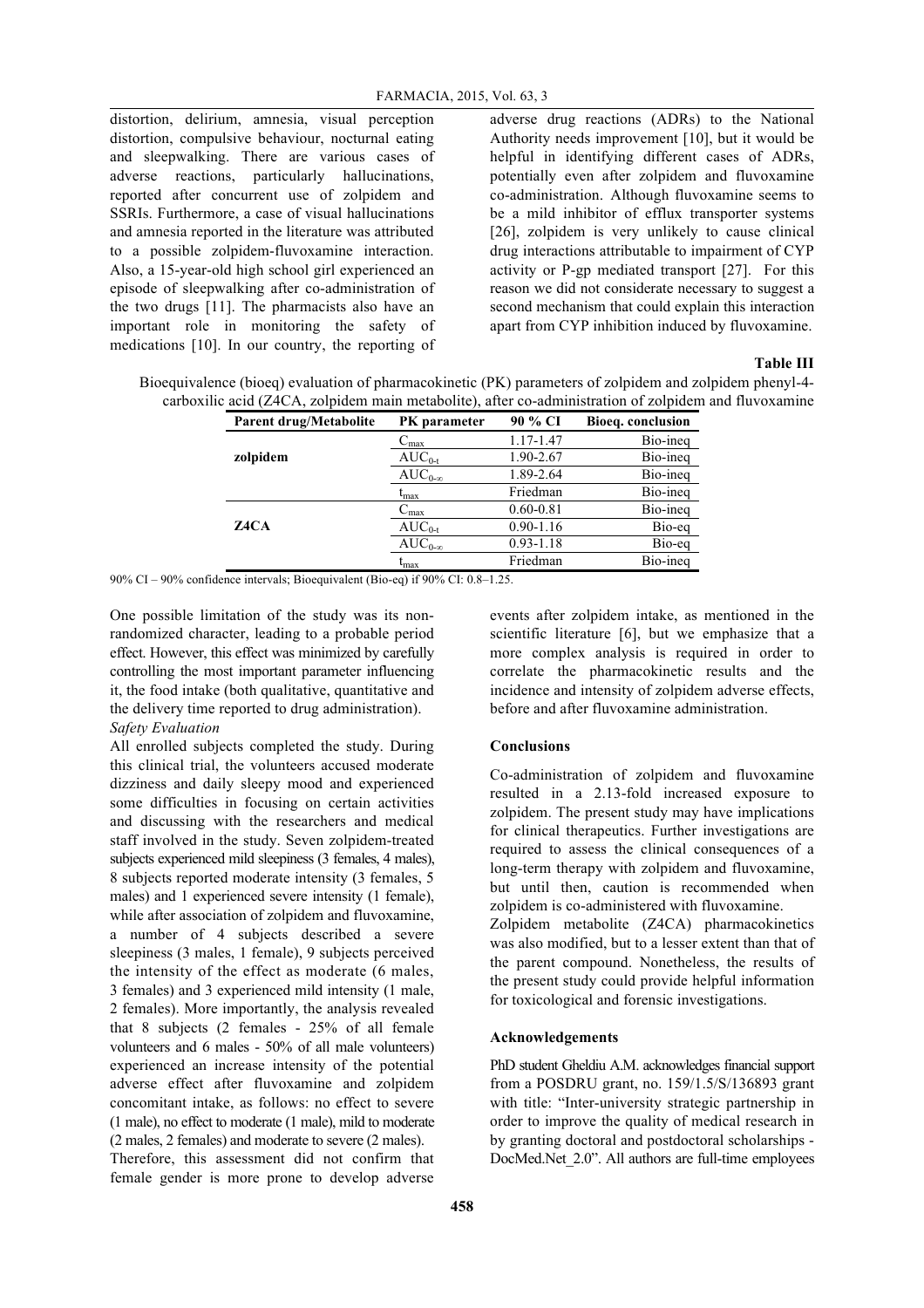distortion, delirium, amnesia, visual perception distortion, compulsive behaviour, nocturnal eating and sleepwalking. There are various cases of adverse reactions, particularly hallucinations, reported after concurrent use of zolpidem and SSRIs. Furthermore, a case of visual hallucinations and amnesia reported in the literature was attributed to a possible zolpidem-fluvoxamine interaction. Also, a 15-year-old high school girl experienced an episode of sleepwalking after co-administration of the two drugs [11]. The pharmacists also have an important role in monitoring the safety of medications [10]. In our country, the reporting of adverse drug reactions (ADRs) to the National Authority needs improvement [10], but it would be helpful in identifying different cases of ADRs, potentially even after zolpidem and fluvoxamine co-administration. Although fluvoxamine seems to be a mild inhibitor of efflux transporter systems [26], zolpidem is very unlikely to cause clinical drug interactions attributable to impairment of CYP activity or P-gp mediated transport [27]. For this reason we did not considerate necessary to suggest a second mechanism that could explain this interaction apart from CYP inhibition induced by fluvoxamine.

**Table III**

Bioequivalence (bioeq) evaluation of pharmacokinetic (PK) parameters of zolpidem and zolpidem phenyl-4-carboxilic acid (Z4CA, zolpidem main metabolite), after co-administration of zolpidem and fluvoxamine

| Parent drug/Metabolite | PK parameter | 90 % CI | Bioeq. conclusion |
|---|---|---|---|
| **zolpidem** | $C_{max}$ | 1.17-1.47 | Bio-ineq |
| | $AUC_{0-t}$ | 1.90-2.67 | Bio-ineq |
| | $AUC_{0-\infty}$ | 1.89-2.64 | Bio-ineq |
| | $t_{max}$ | Friedman | Bio-ineq |
| **Z4CA** | $C_{max}$ | 0.60-0.81 | Bio-ineq |
| | $AUC_{0-t}$ | 0.90-1.16 | Bio-eq |
| | $AUC_{0-\infty}$ | 0.93-1.18 | Bio-eq |
| | $t_{max}$ | Friedman | Bio-ineq |

90% CI – 90% confidence intervals; Bioequivalent (Bio-eq) if 90% CI: 0.8–1.25.

One possible limitation of the study was its non-randomized character, leading to a probable period effect. However, this effect was minimized by carefully controlling the most important parameter influencing it, the food intake (both qualitative, quantitative and the delivery time reported to drug administration).

*Safety Evaluation*

All enrolled subjects completed the study. During this clinical trial, the volunteers accused moderate dizziness and daily sleepy mood and experienced some difficulties in focusing on certain activities and discussing with the researchers and medical staff involved in the study. Seven zolpidem-treated subjects experienced mild sleepiness (3 females, 4 males), 8 subjects reported moderate intensity (3 females, 5 males) and 1 experienced severe intensity (1 female), while after association of zolpidem and fluvoxamine, a number of 4 subjects described a severe sleepiness (3 males, 1 female), 9 subjects perceived the intensity of the effect as moderate (6 males, 3 females) and 3 experienced mild intensity (1 male, 2 females). More importantly, the analysis revealed that 8 subjects (2 females - 25% of all female volunteers and 6 males - 50% of all male volunteers) experienced an increase intensity of the potential adverse effect after fluvoxamine and zolpidem concomitant intake, as follows: no effect to severe (1 male), no effect to moderate (1 male), mild to moderate (2 males, 2 females) and moderate to severe (2 males).

Therefore, this assessment did not confirm that female gender is more prone to develop adverse events after zolpidem intake, as mentioned in the scientific literature [6], but we emphasize that a more complex analysis is required in order to correlate the pharmacokinetic results and the incidence and intensity of zolpidem adverse effects, before and after fluvoxamine administration.

## Conclusions

Co-administration of zolpidem and fluvoxamine resulted in a 2.13-fold increased exposure to zolpidem. The present study may have implications for clinical therapeutics. Further investigations are required to assess the clinical consequences of a long-term therapy with zolpidem and fluvoxamine, but until then, caution is recommended when zolpidem is co-administered with fluvoxamine.

Zolpidem metabolite (Z4CA) pharmacokinetics was also modified, but to a lesser extent than that of the parent compound. Nonetheless, the results of the present study could provide helpful information for toxicological and forensic investigations.

## Acknowledgements

PhD student Gheldiu A.M. acknowledges financial support from a POSDRU grant, no. 159/1.5/S/136893 grant with title: "Inter-university strategic partnership in order to improve the quality of medical research in by granting doctoral and postdoctoral scholarships - DocMed.Net_2.0". All authors are full-time employees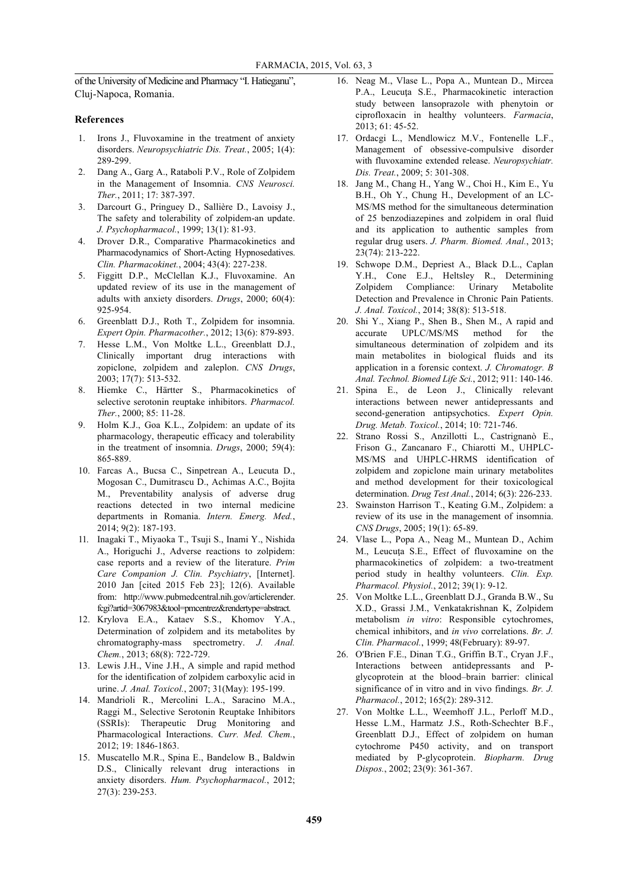of the University of Medicine and Pharmacy "I. Hatieganu", Cluj-Napoca, Romania.

## References

1. Irons J., Fluvoxamine in the treatment of anxiety disorders. *Neuropsychiatric Dis. Treat.*, 2005; 1(4): 289-299.
2. Dang A., Garg A., Rataboli P.V., Role of Zolpidem in the Management of Insomnia. *CNS Neurosci. Ther.*, 2011; 17: 387-397.
3. Darcourt G., Pringuey D., Sallière D., Lavoisy J., The safety and tolerability of zolpidem-an update. *J. Psychopharmacol.*, 1999; 13(1): 81-93.
4. Drover D.R., Comparative Pharmacokinetics and Pharmacodynamics of Short-Acting Hypnosedatives. *Clin. Pharmacokinet.*, 2004; 43(4): 227-238.
5. Figgitt D.P., McClellan K.J., Fluvoxamine. An updated review of its use in the management of adults with anxiety disorders. *Drugs*, 2000; 60(4): 925-954.
6. Greenblatt D.J., Roth T., Zolpidem for insomnia. *Expert Opin. Pharmacother.*, 2012; 13(6): 879-893.
7. Hesse L.M., Von Moltke L.L., Greenblatt D.J., Clinically important drug interactions with zopiclone, zolpidem and zaleplon. *CNS Drugs*, 2003; 17(7): 513-532.
8. Hiemke C., Härtter S., Pharmacokinetics of selective serotonin reuptake inhibitors. *Pharmacol. Ther.*, 2000; 85: 11-28.
9. Holm K.J., Goa K.L., Zolpidem: an update of its pharmacology, therapeutic efficacy and tolerability in the treatment of insomnia. *Drugs*, 2000; 59(4): 865-889.
10. Farcas A., Bucsa C., Sinpetrean A., Leucuta D., Mogosan C., Dumitrascu D., Achimas A.C., Bojita M., Preventability analysis of adverse drug reactions detected in two internal medicine departments in Romania. *Intern. Emerg. Med.*, 2014; 9(2): 187-193.
11. Inagaki T., Miyaoka T., Tsuji S., Inami Y., Nishida A., Horiguchi J., Adverse reactions to zolpidem: case reports and a review of the literature. *Prim Care Companion J. Clin. Psychiatry*, [Internet]. 2010 Jan [cited 2015 Feb 23]; 12(6). Available from: http://www.pubmedcentral.nih.gov/articlerender.fcgi?artid=3067983&tool=pmcentrez&rendertype=abstract.
12. Krylova E.A., Kataev S.S., Khomov Y.A., Determination of zolpidem and its metabolites by chromatography-mass spectrometry. *J. Anal. Chem.*, 2013; 68(8): 722-729.
13. Lewis J.H., Vine J.H., A simple and rapid method for the identification of zolpidem carboxylic acid in urine. *J. Anal. Toxicol.*, 2007; 31(May): 195-199.
14. Mandrioli R., Mercolini L.A., Saracino M.A., Raggi M., Selective Serotonin Reuptake Inhibitors (SSRIs): Therapeutic Drug Monitoring and Pharmacological Interactions. *Curr. Med. Chem.*, 2012; 19: 1846-1863.
15. Muscatello M.R., Spina E., Bandelow B., Baldwin D.S., Clinically relevant drug interactions in anxiety disorders. *Hum. Psychopharmacol.*, 2012; 27(3): 239-253.
16. Neag M., Vlase L., Popa A., Muntean D., Mircea P.A., Leucuța S.E., Pharmacokinetic interaction study between lansoprazole with phenytoin or ciprofloxacin in healthy volunteers. *Farmacia*, 2013; 61: 45-52.
17. Ordacgi L., Mendlowicz M.V., Fontenelle L.F., Management of obsessive-compulsive disorder with fluvoxamine extended release. *Neuropsychiatr. Dis. Treat.*, 2009; 5: 301-308.
18. Jang M., Chang H., Yang W., Choi H., Kim E., Yu B.H., Oh Y., Chung H., Development of an LC-MS/MS method for the simultaneous determination of 25 benzodiazepines and zolpidem in oral fluid and its application to authentic samples from regular drug users. *J. Pharm. Biomed. Anal.*, 2013; 23(74): 213-222.
19. Schwope D.M., Depriest A., Black D.L., Caplan Y.H., Cone E.J., Heltsley R., Determining Zolpidem Compliance: Urinary Metabolite Detection and Prevalence in Chronic Pain Patients. *J. Anal. Toxicol.*, 2014; 38(8): 513-518.
20. Shi Y., Xiang P., Shen B., Shen M., A rapid and accurate UPLC/MS/MS method for the simultaneous determination of zolpidem and its main metabolites in biological fluids and its application in a forensic context. *J. Chromatogr. B Anal. Technol. Biomed Life Sci.*, 2012; 911: 140-146.
21. Spina E., de Leon J., Clinically relevant interactions between newer antidepressants and second-generation antipsychotics. *Expert Opin. Drug. Metab. Toxicol.*, 2014; 10: 721-746.
22. Strano Rossi S., Anzillotti L., Castrignanò E., Frison G., Zancanaro F., Chiarotti M., UHPLC-MS/MS and UHPLC-HRMS identification of zolpidem and zopiclone main urinary metabolites and method development for their toxicological determination. *Drug Test Anal.*, 2014; 6(3): 226-233.
23. Swainston Harrison T., Keating G.M., Zolpidem: a review of its use in the management of insomnia. *CNS Drugs*, 2005; 19(1): 65-89.
24. Vlase L., Popa A., Neag M., Muntean D., Achim M., Leucuța S.E., Effect of fluvoxamine on the pharmacokinetics of zolpidem: a two-treatment period study in healthy volunteers. *Clin. Exp. Pharmacol. Physiol.*, 2012; 39(1): 9-12.
25. Von Moltke L.L., Greenblatt D.J., Granda B.W., Su X.D., Grassi J.M., Venkatakrishnan K, Zolpidem metabolism *in vitro*: Responsible cytochromes, chemical inhibitors, and *in vivo* correlations. *Br. J. Clin. Pharmacol.*, 1999; 48(February): 89-97.
26. O'Brien F.E., Dinan T.G., Griffin B.T., Cryan J.F., Interactions between antidepressants and P-glycoprotein at the blood–brain barrier: clinical significance of in vitro and in vivo findings. *Br. J. Pharmacol.*, 2012; 165(2): 289-312.
27. Von Moltke L.L., Weemhoff J.L., Perloff M.D., Hesse L.M., Harmatz J.S., Roth-Schechter B.F., Greenblatt D.J., Effect of zolpidem on human cytochrome P450 activity, and on transport mediated by P-glycoprotein. *Biopharm. Drug Dispos.*, 2002; 23(9): 361-367.